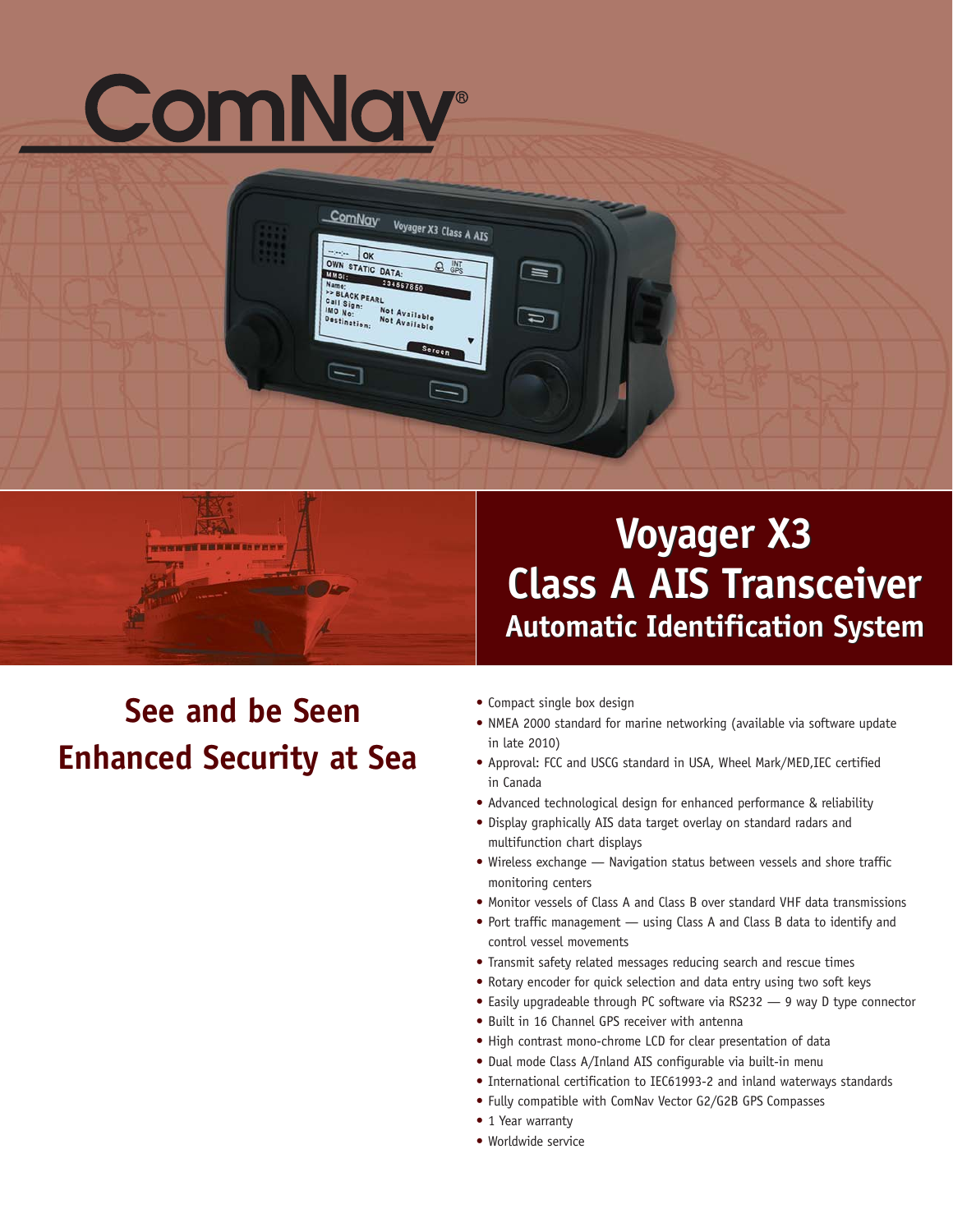# ComNav

## Voyager X3
## Class A AIS Transceiver
### Automatic Identification System

## See and be Seen
## Enhanced Security at Sea

- Compact single box design
- NMEA 2000 standard for marine networking (available via software update in late 2010)
- Approval: FCC and USCG standard in USA, Wheel Mark/MED,IEC certified in Canada
- Advanced technological design for enhanced performance & reliability
- Display graphically AIS data target overlay on standard radars and multifunction chart displays
- Wireless exchange — Navigation status between vessels and shore traffic monitoring centers
- Monitor vessels of Class A and Class B over standard VHF data transmissions
- Port traffic management — using Class A and Class B data to identify and control vessel movements
- Transmit safety related messages reducing search and rescue times
- Rotary encoder for quick selection and data entry using two soft keys
- Easily upgradeable through PC software via RS232 — 9 way D type connector
- Built in 16 Channel GPS receiver with antenna
- High contrast mono-chrome LCD for clear presentation of data
- Dual mode Class A/Inland AIS configurable via built-in menu
- International certification to IEC61993-2 and inland waterways standards
- Fully compatible with ComNav Vector G2/G2B GPS Compasses
- 1 Year warranty
- Worldwide service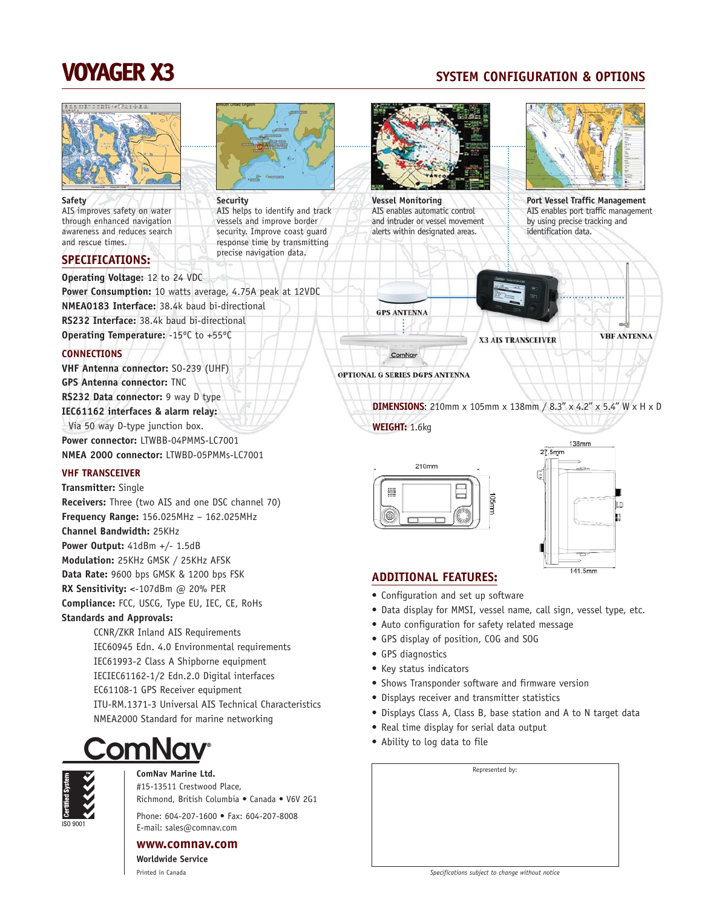# VOYAGER X3

## SYSTEM CONFIGURATION & OPTIONS

**Safety**
AIS improves safety on water through enhanced navigation awareness and reduces search and rescue times.

**Security**
AIS helps to identify and track vessels and improve border security. Improve coast guard response time by transmitting precise navigation data.

**Vessel Monitoring**
AIS enables automatic control and intruder or vessel movement alerts within designated areas.

**Port Vessel Traffic Management**
AIS enables port traffic management by using precise tracking and identification data.

GPS ANTENNA

X3 AIS TRANSCEIVER

VHF ANTENNA

OPTIONAL G SERIES DGPS ANTENNA

## SPECIFICATIONS:

**Operating Voltage:** 12 to 24 VDC
**Power Consumption:** 10 watts average, 4.75A peak at 12VDC
**NMEA0183 Interface:** 38.4k baud bi-directional
**RS232 Interface:** 38.4k baud bi-directional
**Operating Temperature:** -15°C to +55°C

### CONNECTIONS

**VHF Antenna connector:** SO-239 (UHF)
**GPS Antenna connector:** TNC
**RS232 Data connector:** 9 way D type
**IEC61162 interfaces & alarm relay:**
Via 50 way D-type junction box.
**Power connector:** LTWBB-04PMMS-LC7001
**NMEA 2000 connector:** LTWBD-05PMMs-LC7001

### VHF TRANSCEIVER

**Transmitter:** Single
**Receivers:** Three (two AIS and one DSC channel 70)
**Frequency Range:** 156.025MHz – 162.025MHz
**Channel Bandwidth:** 25KHz
**Power Output:** 41dBm +/- 1.5dB
**Modulation:** 25KHz GMSK / 25KHz AFSK
**Data Rate:** 9600 bps GMSK & 1200 bps FSK
**RX Sensitivity:** <-107dBm @ 20% PER
**Compliance:** FCC, USCG, Type EU, IEC, CE, RoHs
**Standards and Approvals:**

CCNR/ZKR Inland AIS Requirements
IEC60945 Edn. 4.0 Environmental requirements
IEC61993-2 Class A Shipborne equipment
IECIEC61162-1/2 Edn.2.0 Digital interfaces
EC61108-1 GPS Receiver equipment
ITU-RM.1371-3 Universal AIS Technical Characteristics
NMEA2000 Standard for marine networking

**DIMENSIONS**: 210mm x 105mm x 138mm / 8.3" x 4.2" x 5.4" W x H x D

**WEIGHT:** 1.6kg

210mm
105mm
138mm
27.5mm
141.5mm

## ADDITIONAL FEATURES:

- Configuration and set up software
- Data display for MMSI, vessel name, call sign, vessel type, etc.
- Auto configuration for safety related message
- GPS display of position, COG and SOG
- GPS diagnostics
- Key status indicators
- Shows Transponder software and firmware version
- Displays receiver and transmitter statistics
- Displays Class A, Class B, base station and A to N target data
- Real time display for serial data output
- Ability to log data to file

ComNav

Certified System
ISO 9001

**ComNav Marine Ltd.**
#15-13511 Crestwood Place,
Richmond, British Columbia • Canada • V6V 2G1

Phone: 604-207-1600 • Fax: 604-207-8008
E-mail: sales@comnav.com

**www.comnav.com**

**Worldwide Service**

Printed in Canada

Represented by:

*Specifications subject to change without notice*